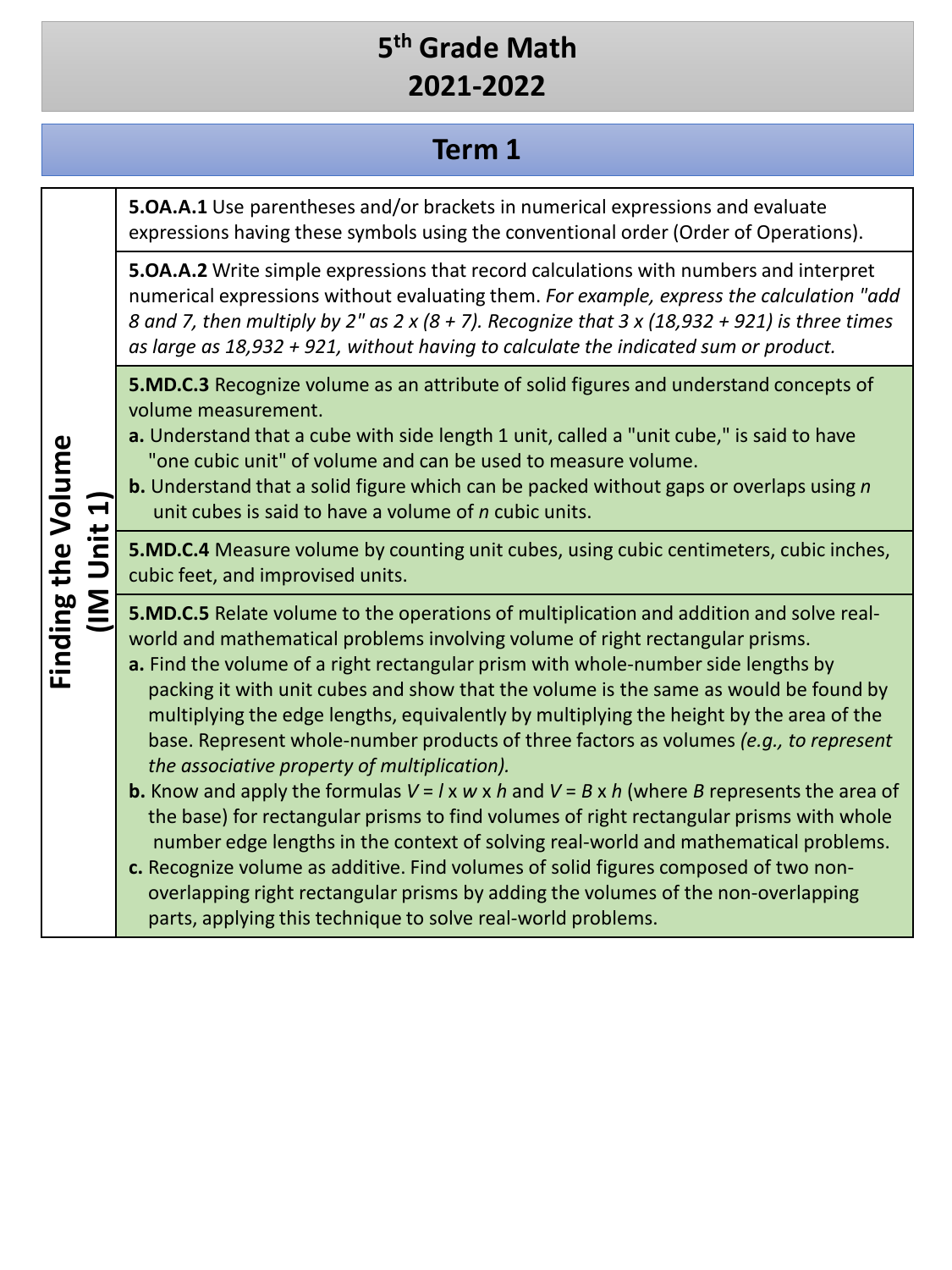# 5th Grade Math
# 2021-2022

## Term 1

| Finding the Volume (IM Unit 1) | |
|---|---|
| | **5.OA.A.1** Use parentheses and/or brackets in numerical expressions and evaluate expressions having these symbols using the conventional order (Order of Operations). |
| | **5.OA.A.2** Write simple expressions that record calculations with numbers and interpret numerical expressions without evaluating them. *For example, express the calculation "add 8 and 7, then multiply by 2" as 2 x (8 + 7). Recognize that 3 x (18,932 + 921) is three times as large as 18,932 + 921, without having to calculate the indicated sum or product.* |
| | **5.MD.C.3** Recognize volume as an attribute of solid figures and understand concepts of volume measurement.<br>**a.** Understand that a cube with side length 1 unit, called a "unit cube," is said to have "one cubic unit" of volume and can be used to measure volume.<br>**b.** Understand that a solid figure which can be packed without gaps or overlaps using *n* unit cubes is said to have a volume of *n* cubic units. |
| | **5.MD.C.4** Measure volume by counting unit cubes, using cubic centimeters, cubic inches, cubic feet, and improvised units. |
| | **5.MD.C.5** Relate volume to the operations of multiplication and addition and solve real-world and mathematical problems involving volume of right rectangular prisms.<br>**a.** Find the volume of a right rectangular prism with whole-number side lengths by packing it with unit cubes and show that the volume is the same as would be found by multiplying the edge lengths, equivalently by multiplying the height by the area of the base. Represent whole-number products of three factors as volumes *(e.g., to represent the associative property of multiplication).*<br>**b.** Know and apply the formulas $V = l \times w \times h$ and $V = B \times h$ (where *B* represents the area of the base) for rectangular prisms to find volumes of right rectangular prisms with whole number edge lengths in the context of solving real-world and mathematical problems.<br>**c.** Recognize volume as additive. Find volumes of solid figures composed of two non-overlapping right rectangular prisms by adding the volumes of the non-overlapping parts, applying this technique to solve real-world problems. |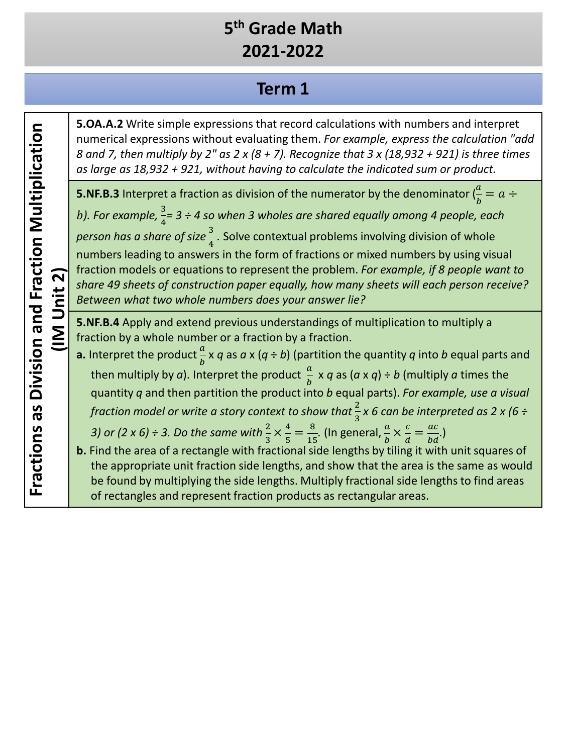# 5th Grade Math 2021-2022

## Term 1

| Unit | Standards |
|---|---|
| **Fractions as Division and Fraction Multiplication (IM Unit 2)** | **5.OA.A.2** Write simple expressions that record calculations with numbers and interpret numerical expressions without evaluating them. *For example, express the calculation "add 8 and 7, then multiply by 2" as 2 x (8 + 7). Recognize that 3 x (18,932 + 921) is three times as large as 18,932 + 921, without having to calculate the indicated sum or product.* |
| | **5.NF.B.3** Interpret a fraction as division of the numerator by the denominator ($\frac{a}{b} = a \div b$). *For example, $\frac{3}{4}$= 3 ÷ 4 so when 3 wholes are shared equally among 4 people, each person has a share of size $\frac{3}{4}$.* Solve contextual problems involving division of whole numbers leading to answers in the form of fractions or mixed numbers by using visual fraction models or equations to represent the problem. *For example, if 8 people want to share 49 sheets of construction paper equally, how many sheets will each person receive? Between what two whole numbers does your answer lie?* |
| | **5.NF.B.4** Apply and extend previous understandings of multiplication to multiply a fraction by a whole number or a fraction by a fraction.<br>**a.** Interpret the product $\frac{a}{b}$ x *q* as *a* x (*q* ÷ *b*) (partition the quantity *q* into *b* equal parts and then multiply by *a*). Interpret the product $\frac{a}{b}$ x *q* as (*a* x *q*) ÷ *b* (multiply *a* times the quantity *q* and then partition the product into *b* equal parts). *For example, use a visual fraction model or write a story context to show that $\frac{2}{3}$ x 6 can be interpreted as 2 x (6 ÷ 3) or (2 x 6) ÷ 3. Do the same with $\frac{2}{3} \times \frac{4}{5} = \frac{8}{15}$.* (In general, $\frac{a}{b} \times \frac{c}{d} = \frac{ac}{bd}$.)<br>**b.** Find the area of a rectangle with fractional side lengths by tiling it with unit squares of the appropriate unit fraction side lengths, and show that the area is the same as would be found by multiplying the side lengths. Multiply fractional side lengths to find areas of rectangles and represent fraction products as rectangular areas. |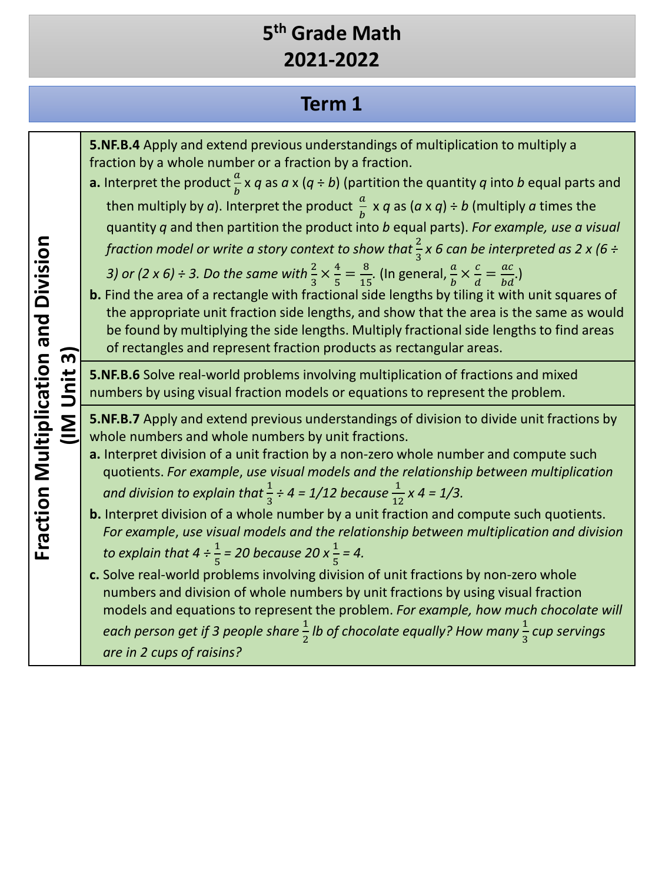# 5th Grade Math
# 2021-2022

## Term 1

| Fraction Multiplication and Division (IM Unit 3) | |
|---|---|
| | **5.NF.B.4** Apply and extend previous understandings of multiplication to multiply a fraction by a whole number or a fraction by a fraction.<br>**a.** Interpret the product $\frac{a}{b}$ x *q* as *a* x (*q* ÷ *b*) (partition the quantity *q* into *b* equal parts and then multiply by *a*). Interpret the product $\frac{a}{b}$ x *q* as (*a* x *q*) ÷ *b* (multiply *a* times the quantity *q* and then partition the product into *b* equal parts). *For example, use a visual fraction model or write a story context to show that* $\frac{2}{3}$ *x 6 can be interpreted as 2 x (6 ÷ 3) or (2 x 6) ÷ 3. Do the same with* $\frac{2}{3} \times \frac{4}{5} = \frac{8}{15}$. (In general, $\frac{a}{b} \times \frac{c}{d} = \frac{ac}{bd}$.)<br>**b.** Find the area of a rectangle with fractional side lengths by tiling it with unit squares of the appropriate unit fraction side lengths, and show that the area is the same as would be found by multiplying the side lengths. Multiply fractional side lengths to find areas of rectangles and represent fraction products as rectangular areas. |
| | **5.NF.B.6** Solve real-world problems involving multiplication of fractions and mixed numbers by using visual fraction models or equations to represent the problem. |
| | **5.NF.B.7** Apply and extend previous understandings of division to divide unit fractions by whole numbers and whole numbers by unit fractions.<br>**a.** Interpret division of a unit fraction by a non-zero whole number and compute such quotients. *For example, use visual models and the relationship between multiplication and division to explain that* $\frac{1}{3}$ *÷ 4 = 1/12 because* $\frac{1}{12}$ *x 4 = 1/3.*<br>**b.** Interpret division of a whole number by a unit fraction and compute such quotients. *For example, use visual models and the relationship between multiplication and division to explain that 4 ÷* $\frac{1}{5}$ *= 20 because 20 x* $\frac{1}{5}$ *= 4.*<br>**c.** Solve real-world problems involving division of unit fractions by non-zero whole numbers and division of whole numbers by unit fractions by using visual fraction models and equations to represent the problem. *For example, how much chocolate will each person get if 3 people share* $\frac{1}{2}$ *lb of chocolate equally? How many* $\frac{1}{3}$ *cup servings are in 2 cups of raisins?* |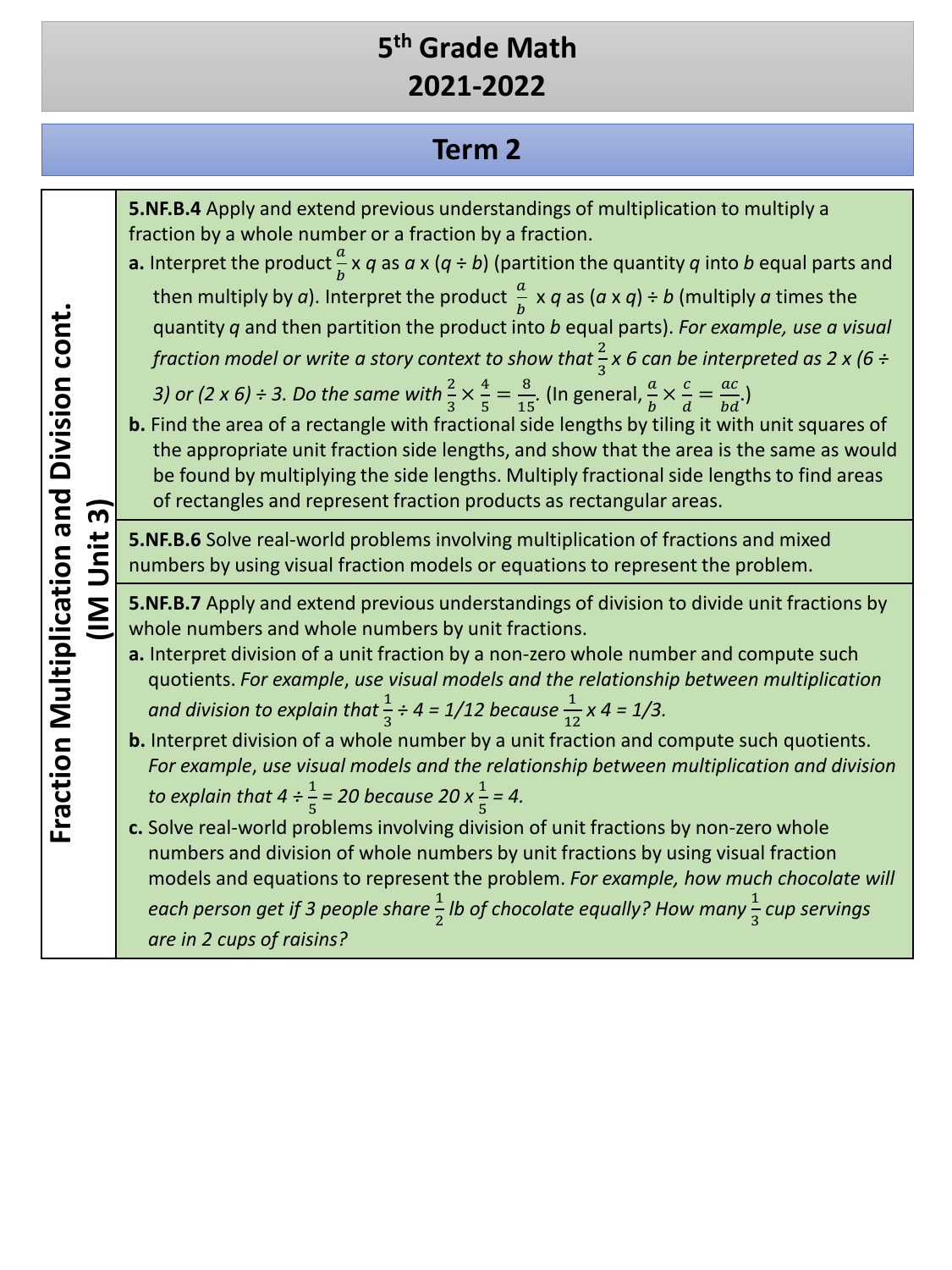# 5th Grade Math
# 2021-2022

## Term 2

| Fraction Multiplication and Division cont. (IM Unit 3) | Standards |
|---|---|
| | **5.NF.B.4** Apply and extend previous understandings of multiplication to multiply a fraction by a whole number or a fraction by a fraction.<br>**a.** Interpret the product $\frac{a}{b}$ x *q* as *a* x (*q* ÷ *b*) (partition the quantity *q* into *b* equal parts and then multiply by *a*). Interpret the product $\frac{a}{b}$ x *q* as (*a* x *q*) ÷ *b* (multiply *a* times the quantity *q* and then partition the product into *b* equal parts). *For example, use a visual fraction model or write a story context to show that* $\frac{2}{3}$ *x 6 can be interpreted as 2 x (6 ÷ 3) or (2 x 6) ÷ 3. Do the same with* $\frac{2}{3} \times \frac{4}{5} = \frac{8}{15}$. (In general, $\frac{a}{b} \times \frac{c}{d} = \frac{ac}{bd}$.)<br>**b.** Find the area of a rectangle with fractional side lengths by tiling it with unit squares of the appropriate unit fraction side lengths, and show that the area is the same as would be found by multiplying the side lengths. Multiply fractional side lengths to find areas of rectangles and represent fraction products as rectangular areas. |
| | **5.NF.B.6** Solve real-world problems involving multiplication of fractions and mixed numbers by using visual fraction models or equations to represent the problem. |
| | **5.NF.B.7** Apply and extend previous understandings of division to divide unit fractions by whole numbers and whole numbers by unit fractions.<br>**a.** Interpret division of a unit fraction by a non-zero whole number and compute such quotients. *For example, use visual models and the relationship between multiplication and division to explain that* $\frac{1}{3}$ *÷ 4 = 1/12 because* $\frac{1}{12}$ *x 4 = 1/3.*<br>**b.** Interpret division of a whole number by a unit fraction and compute such quotients. *For example, use visual models and the relationship between multiplication and division to explain that 4 ÷* $\frac{1}{5}$ *= 20 because 20 x* $\frac{1}{5}$ *= 4.*<br>**c.** Solve real-world problems involving division of unit fractions by non-zero whole numbers and division of whole numbers by unit fractions by using visual fraction models and equations to represent the problem. *For example, how much chocolate will each person get if 3 people share* $\frac{1}{2}$ *lb of chocolate equally? How many* $\frac{1}{3}$ *cup servings are in 2 cups of raisins?* |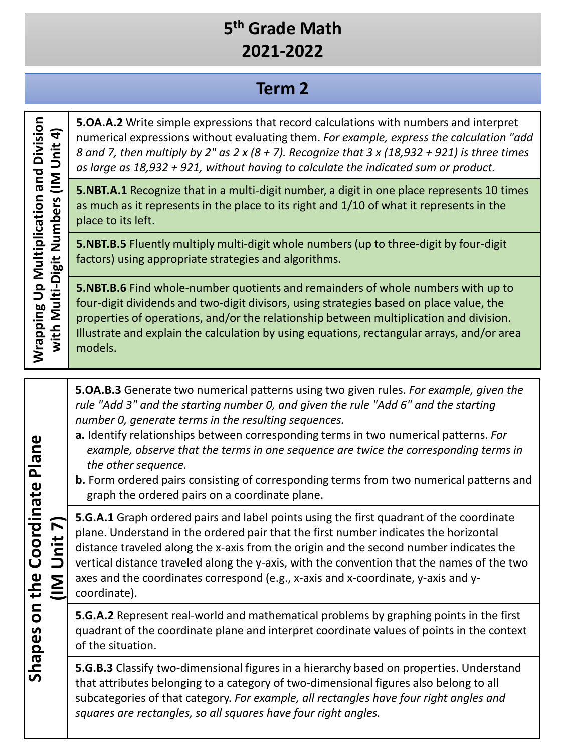# 5th Grade Math
# 2021-2022

## Term 2

| Unit | Standards |
| --- | --- |
| **Wrapping Up Multiplication and Division with Multi-Digit Numbers (IM Unit 4)** | **5.OA.A.2** Write simple expressions that record calculations with numbers and interpret numerical expressions without evaluating them. *For example, express the calculation "add 8 and 7, then multiply by 2" as 2 x (8 + 7). Recognize that 3 x (18,932 + 921) is three times as large as 18,932 + 921, without having to calculate the indicated sum or product.* |
| | **5.NBT.A.1** Recognize that in a multi-digit number, a digit in one place represents 10 times as much as it represents in the place to its right and 1/10 of what it represents in the place to its left. |
| | **5.NBT.B.5** Fluently multiply multi-digit whole numbers (up to three-digit by four-digit factors) using appropriate strategies and algorithms. |
| | **5.NBT.B.6** Find whole-number quotients and remainders of whole numbers with up to four-digit dividends and two-digit divisors, using strategies based on place value, the properties of operations, and/or the relationship between multiplication and division. Illustrate and explain the calculation by using equations, rectangular arrays, and/or area models. |

| Unit | Standards |
| --- | --- |
| **Shapes on the Coordinate Plane (IM Unit 7)** | **5.OA.B.3** Generate two numerical patterns using two given rules. *For example, given the rule "Add 3" and the starting number 0, and given the rule "Add 6" and the starting number 0, generate terms in the resulting sequences.*<br>**a.** Identify relationships between corresponding terms in two numerical patterns. *For example, observe that the terms in one sequence are twice the corresponding terms in the other sequence.*<br>**b.** Form ordered pairs consisting of corresponding terms from two numerical patterns and graph the ordered pairs on a coordinate plane. |
| | **5.G.A.1** Graph ordered pairs and label points using the first quadrant of the coordinate plane. Understand in the ordered pair that the first number indicates the horizontal distance traveled along the x-axis from the origin and the second number indicates the vertical distance traveled along the y-axis, with the convention that the names of the two axes and the coordinates correspond (e.g., x-axis and x-coordinate, y-axis and y-coordinate). |
| | **5.G.A.2** Represent real-world and mathematical problems by graphing points in the first quadrant of the coordinate plane and interpret coordinate values of points in the context of the situation. |
| | **5.G.B.3** Classify two-dimensional figures in a hierarchy based on properties. Understand that attributes belonging to a category of two-dimensional figures also belong to all subcategories of that category. *For example, all rectangles have four right angles and squares are rectangles, so all squares have four right angles.* |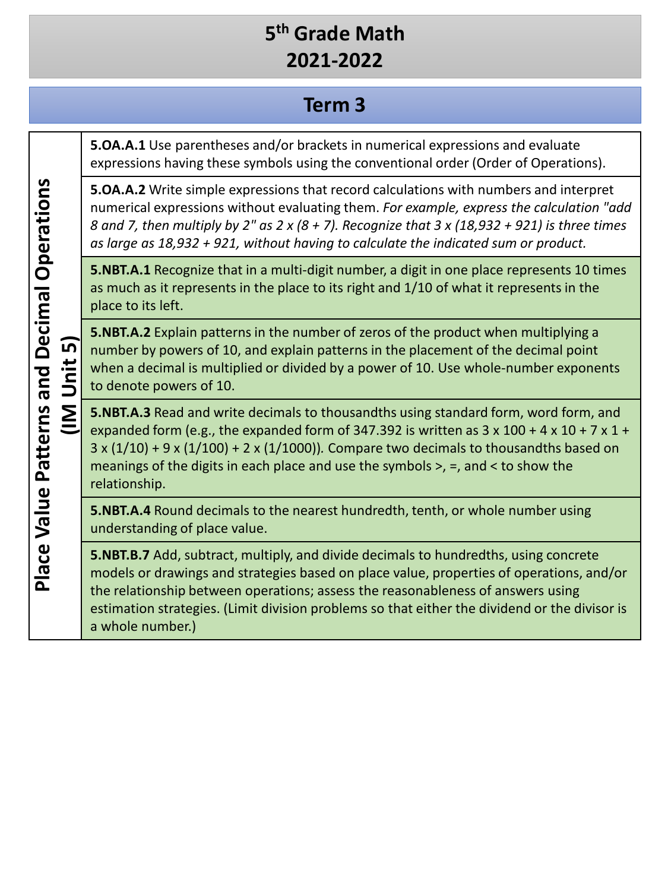# 5th Grade Math
# 2021-2022

## Term 3

| Place Value Patterns and Decimal Operations (IM Unit 5) | |
|---|---|
| | **5.OA.A.1** Use parentheses and/or brackets in numerical expressions and evaluate expressions having these symbols using the conventional order (Order of Operations). |
| | **5.OA.A.2** Write simple expressions that record calculations with numbers and interpret numerical expressions without evaluating them. *For example, express the calculation "add 8 and 7, then multiply by 2" as 2 x (8 + 7). Recognize that 3 x (18,932 + 921) is three times as large as 18,932 + 921, without having to calculate the indicated sum or product.* |
| | **5.NBT.A.1** Recognize that in a multi-digit number, a digit in one place represents 10 times as much as it represents in the place to its right and 1/10 of what it represents in the place to its left. |
| | **5.NBT.A.2** Explain patterns in the number of zeros of the product when multiplying a number by powers of 10, and explain patterns in the placement of the decimal point when a decimal is multiplied or divided by a power of 10. Use whole-number exponents to denote powers of 10. |
| | **5.NBT.A.3** Read and write decimals to thousandths using standard form, word form, and expanded form (e.g., the expanded form of 347.392 is written as 3 x 100 + 4 x 10 + 7 x 1 + 3 x (1/10) + 9 x (1/100) + 2 x (1/1000)). Compare two decimals to thousandths based on meanings of the digits in each place and use the symbols >, =, and < to show the relationship. |
| | **5.NBT.A.4** Round decimals to the nearest hundredth, tenth, or whole number using understanding of place value. |
| | **5.NBT.B.7** Add, subtract, multiply, and divide decimals to hundredths, using concrete models or drawings and strategies based on place value, properties of operations, and/or the relationship between operations; assess the reasonableness of answers using estimation strategies. (Limit division problems so that either the dividend or the divisor is a whole number.) |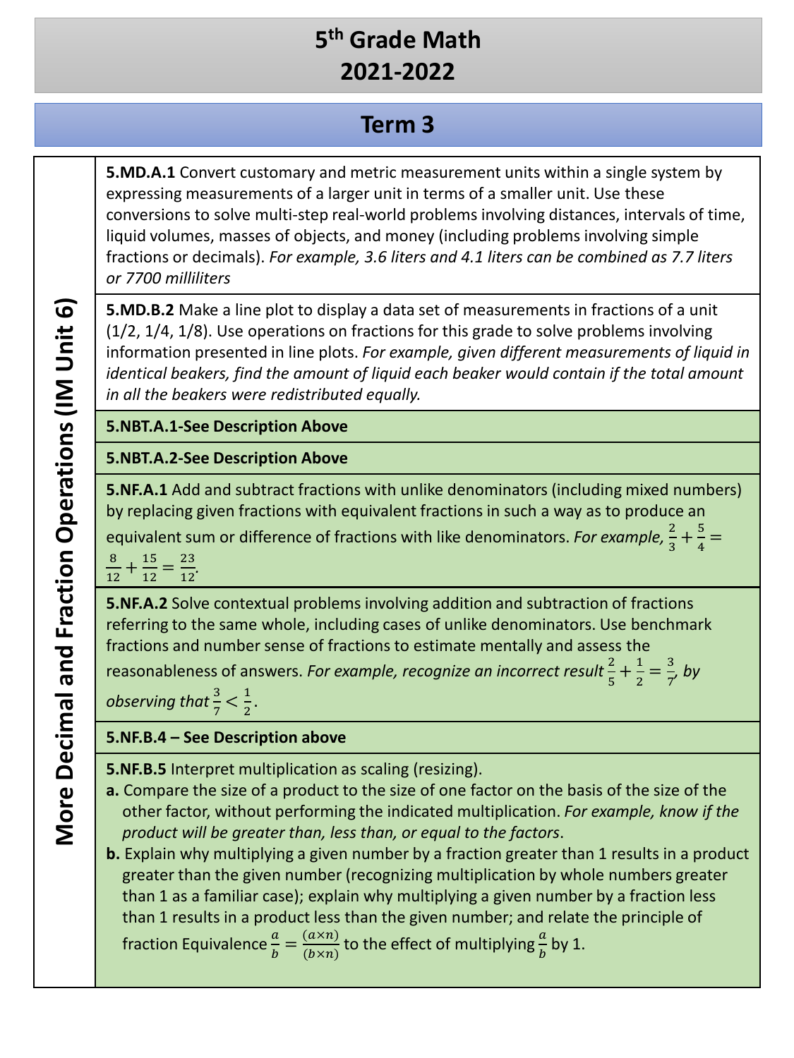# 5th Grade Math 2021-2022

## Term 3

| More Decimal and Fraction Operations (IM Unit 6) | |
|---|---|
| | **5.MD.A.1** Convert customary and metric measurement units within a single system by expressing measurements of a larger unit in terms of a smaller unit. Use these conversions to solve multi-step real-world problems involving distances, intervals of time, liquid volumes, masses of objects, and money (including problems involving simple fractions or decimals). *For example, 3.6 liters and 4.1 liters can be combined as 7.7 liters or 7700 milliliters* |
| | **5.MD.B.2** Make a line plot to display a data set of measurements in fractions of a unit (1/2, 1/4, 1/8). Use operations on fractions for this grade to solve problems involving information presented in line plots. *For example, given different measurements of liquid in identical beakers, find the amount of liquid each beaker would contain if the total amount in all the beakers were redistributed equally.* |
| | **5.NBT.A.1-See Description Above** |
| | **5.NBT.A.2-See Description Above** |
| | **5.NF.A.1** Add and subtract fractions with unlike denominators (including mixed numbers) by replacing given fractions with equivalent fractions in such a way as to produce an equivalent sum or difference of fractions with like denominators. *For example,* $\frac{2}{3}+\frac{5}{4}=\frac{8}{12}+\frac{15}{12}=\frac{23}{12}$. |
| | **5.NF.A.2** Solve contextual problems involving addition and subtraction of fractions referring to the same whole, including cases of unlike denominators. Use benchmark fractions and number sense of fractions to estimate mentally and assess the reasonableness of answers. *For example, recognize an incorrect result* $\frac{2}{5}+\frac{1}{2}=\frac{3}{7}$, *by observing that* $\frac{3}{7}<\frac{1}{2}$. |
| | **5.NF.B.4 – See Description above** |
| | **5.NF.B.5** Interpret multiplication as scaling (resizing).<br>**a.** Compare the size of a product to the size of one factor on the basis of the size of the other factor, without performing the indicated multiplication. *For example, know if the product will be greater than, less than, or equal to the factors*.<br>**b.** Explain why multiplying a given number by a fraction greater than 1 results in a product greater than the given number (recognizing multiplication by whole numbers greater than 1 as a familiar case); explain why multiplying a given number by a fraction less than 1 results in a product less than the given number; and relate the principle of fraction Equivalence $\frac{a}{b}=\frac{(a\times n)}{(b\times n)}$ to the effect of multiplying $\frac{a}{b}$ by 1. |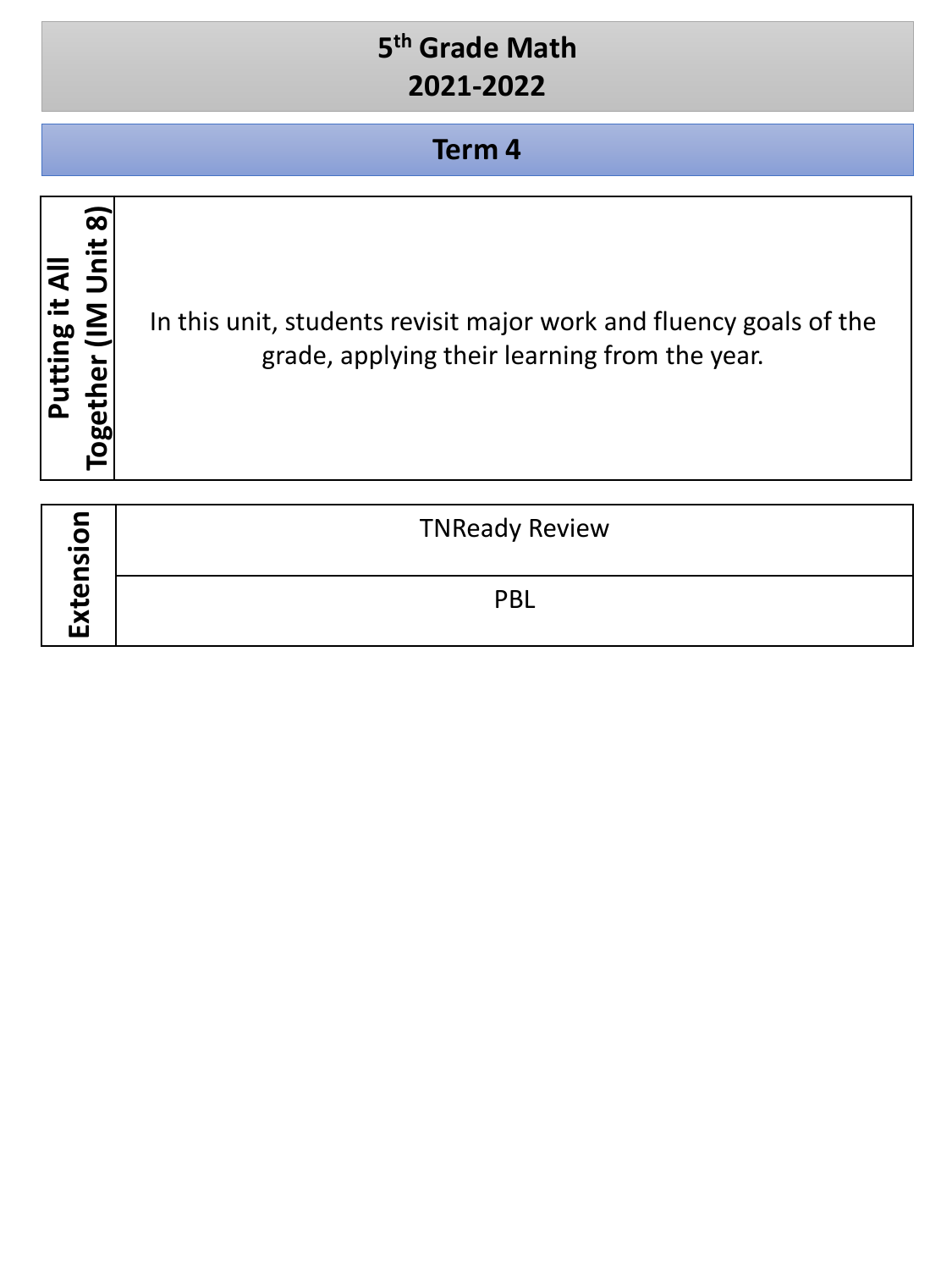# 5th Grade Math
# 2021-2022

## Term 4

| | |
|---|---|
| **Putting it All Together (IM Unit 8)** | In this unit, students revisit major work and fluency goals of the grade, applying their learning from the year. |

| | |
|---|---|
| **Extension** | TNReady Review |
| | PBL |